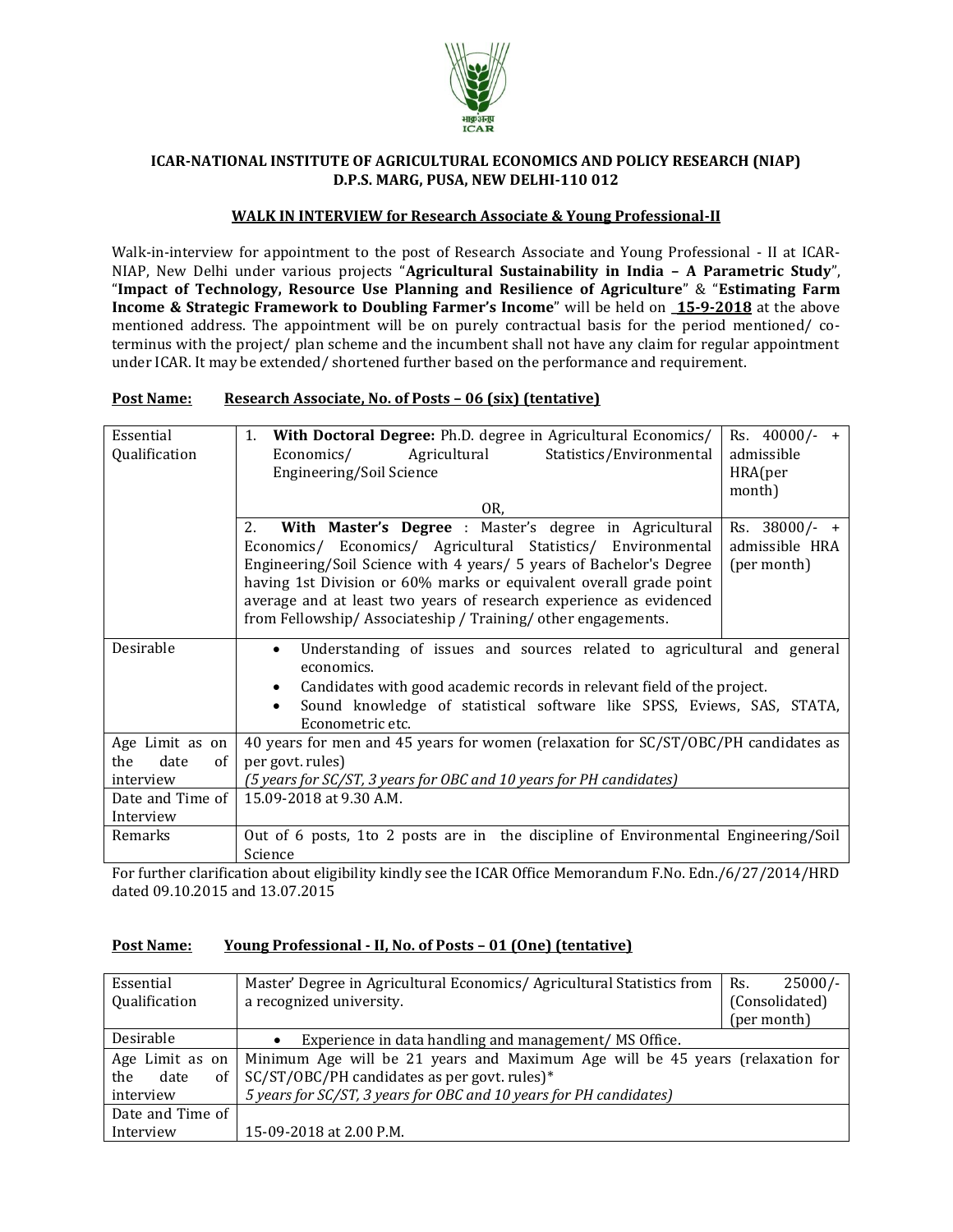# ICAR-NATIONAL INSTITUTE OF AGRICULTURAL ECONOMICS AND POLICY RESEARCH (NIAP)
## D.P.S. MARG, PUSA, NEW DELHI-110 012

### WALK IN INTERVIEW for Research Associate & Young Professional-II

Walk-in-interview for appointment to the post of Research Associate and Young Professional - II at ICAR-NIAP, New Delhi under various projects "**Agricultural Sustainability in India – A Parametric Study**", "**Impact of Technology, Resource Use Planning and Resilience of Agriculture**" & "**Estimating Farm Income & Strategic Framework to Doubling Farmer's Income**" will be held on **15-9-2018** at the above mentioned address. The appointment will be on purely contractual basis for the period mentioned/ co-terminus with the project/ plan scheme and the incumbent shall not have any claim for regular appointment under ICAR. It may be extended/ shortened further based on the performance and requirement.

**Post Name: Research Associate, No. of Posts – 06 (six) (tentative)**

| | | |
|---|---|---|
| Essential Qualification | 1. **With Doctoral Degree:** Ph.D. degree in Agricultural Economics/ Economics/ Agricultural Statistics/Environmental Engineering/Soil Science<br><br>OR, | Rs. 40000/- + admissible HRA(per month) |
| | 2. **With Master's Degree** : Master's degree in Agricultural Economics/ Economics/ Agricultural Statistics/ Environmental Engineering/Soil Science with 4 years/ 5 years of Bachelor's Degree having 1st Division or 60% marks or equivalent overall grade point average and at least two years of research experience as evidenced from Fellowship/ Associateship / Training/ other engagements. | Rs. 38000/- + admissible HRA (per month) |
| Desirable | • Understanding of issues and sources related to agricultural and general economics.<br>• Candidates with good academic records in relevant field of the project.<br>• Sound knowledge of statistical software like SPSS, Eviews, SAS, STATA, Econometric etc. | |
| Age Limit as on the date of interview | 40 years for men and 45 years for women (relaxation for SC/ST/OBC/PH candidates as per govt. rules)<br>*(5 years for SC/ST, 3 years for OBC and 10 years for PH candidates)* | |
| Date and Time of Interview | 15.09-2018 at 9.30 A.M. | |
| Remarks | Out of 6 posts, 1to 2 posts are in the discipline of Environmental Engineering/Soil Science | |

For further clarification about eligibility kindly see the ICAR Office Memorandum F.No. Edn./6/27/2014/HRD dated 09.10.2015 and 13.07.2015

**Post Name: Young Professional - II, No. of Posts – 01 (One) (tentative)**

| | | |
|---|---|---|
| Essential Qualification | Master' Degree in Agricultural Economics/ Agricultural Statistics from a recognized university. | Rs. 25000/- (Consolidated) (per month) |
| Desirable | • Experience in data handling and management/ MS Office. | |
| Age Limit as on the date of interview | Minimum Age will be 21 years and Maximum Age will be 45 years (relaxation for SC/ST/OBC/PH candidates as per govt. rules)*<br>*5 years for SC/ST, 3 years for OBC and 10 years for PH candidates)* | |
| Date and Time of Interview | 15-09-2018 at 2.00 P.M. | |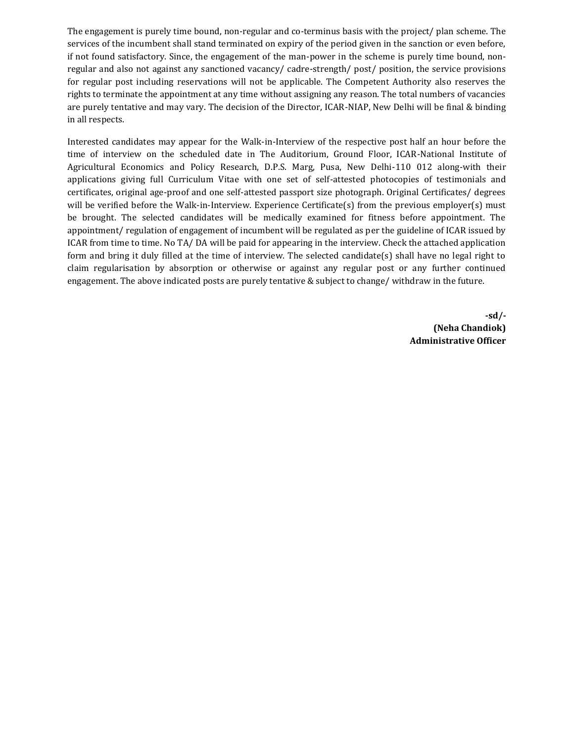The engagement is purely time bound, non-regular and co-terminus basis with the project/ plan scheme. The services of the incumbent shall stand terminated on expiry of the period given in the sanction or even before, if not found satisfactory. Since, the engagement of the man-power in the scheme is purely time bound, non-regular and also not against any sanctioned vacancy/ cadre-strength/ post/ position, the service provisions for regular post including reservations will not be applicable. The Competent Authority also reserves the rights to terminate the appointment at any time without assigning any reason. The total numbers of vacancies are purely tentative and may vary. The decision of the Director, ICAR-NIAP, New Delhi will be final & binding in all respects.

Interested candidates may appear for the Walk-in-Interview of the respective post half an hour before the time of interview on the scheduled date in The Auditorium, Ground Floor, ICAR-National Institute of Agricultural Economics and Policy Research, D.P.S. Marg, Pusa, New Delhi-110 012 along-with their applications giving full Curriculum Vitae with one set of self-attested photocopies of testimonials and certificates, original age-proof and one self-attested passport size photograph. Original Certificates/ degrees will be verified before the Walk-in-Interview. Experience Certificate(s) from the previous employer(s) must be brought. The selected candidates will be medically examined for fitness before appointment. The appointment/ regulation of engagement of incumbent will be regulated as per the guideline of ICAR issued by ICAR from time to time. No TA/ DA will be paid for appearing in the interview. Check the attached application form and bring it duly filled at the time of interview. The selected candidate(s) shall have no legal right to claim regularisation by absorption or otherwise or against any regular post or any further continued engagement. The above indicated posts are purely tentative & subject to change/ withdraw in the future.

**-sd/-**
**(Neha Chandiok)**
**Administrative Officer**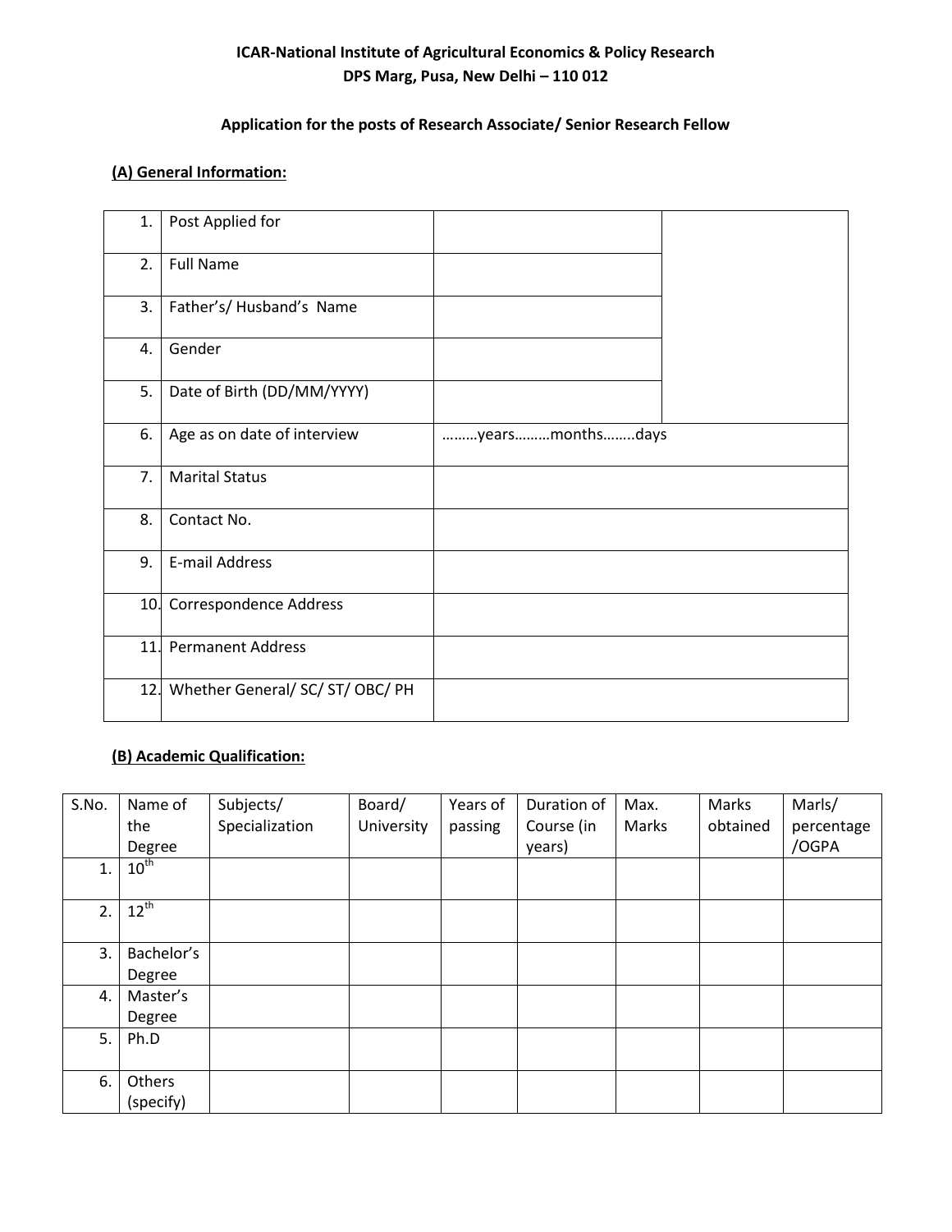**ICAR-National Institute of Agricultural Economics & Policy Research**
**DPS Marg, Pusa, New Delhi – 110 012**

**Application for the posts of Research Associate/ Senior Research Fellow**

**(A) General Information:**

| | | | |
|---|---|---|---|
| 1. | Post Applied for | | |
| 2. | Full Name | | |
| 3. | Father's/ Husband's Name | | |
| 4. | Gender | | |
| 5. | Date of Birth (DD/MM/YYYY) | | |
| 6. | Age as on date of interview | ………years………months……..days | |
| 7. | Marital Status | | |
| 8. | Contact No. | | |
| 9. | E-mail Address | | |
| 10. | Correspondence Address | | |
| 11. | Permanent Address | | |
| 12. | Whether General/ SC/ ST/ OBC/ PH | | |

**(B) Academic Qualification:**

| S.No. | Name of the Degree | Subjects/ Specialization | Board/ University | Years of passing | Duration of Course (in years) | Max. Marks | Marks obtained | Marls/ percentage /OGPA |
|---|---|---|---|---|---|---|---|---|
| 1. | 10th | | | | | | | |
| 2. | 12th | | | | | | | |
| 3. | Bachelor's Degree | | | | | | | |
| 4. | Master's Degree | | | | | | | |
| 5. | Ph.D | | | | | | | |
| 6. | Others (specify) | | | | | | | |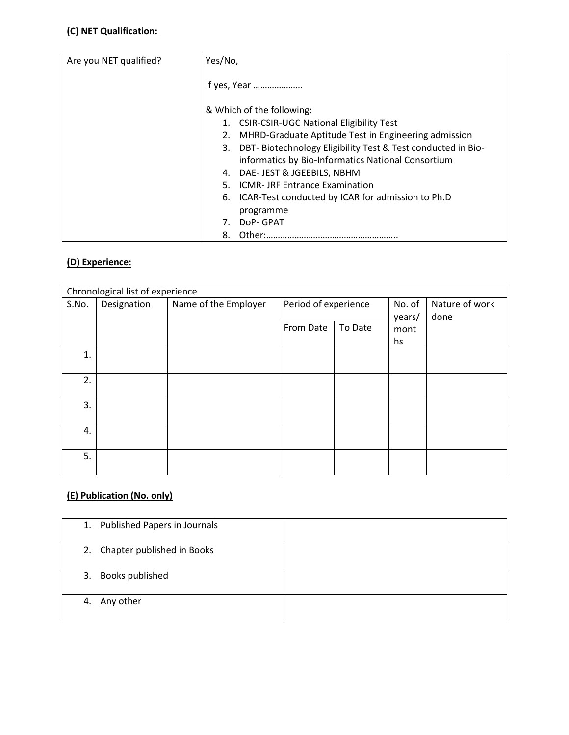**(C) NET Qualification:**

| Are you NET qualified? | Yes/No,<br><br>If yes, Year …………………<br><br>& Which of the following:<br>1. CSIR-CSIR-UGC National Eligibility Test<br>2. MHRD-Graduate Aptitude Test in Engineering admission<br>3. DBT- Biotechnology Eligibility Test & Test conducted in Bio-informatics by Bio-Informatics National Consortium<br>4. DAE- JEST & JGEEBILS, NBHM<br>5. ICMR- JRF Entrance Examination<br>6. ICAR-Test conducted by ICAR for admission to Ph.D programme<br>7. DoP- GPAT<br>8. Other:……………………………………………….. |
|---|---|

**(D) Experience:**

| Chronological list of experience | | | | | | |
|---|---|---|---|---|---|---|
| S.No. | Designation | Name of the Employer | Period of experience | | No. of years/ months | Nature of work done |
| | | | From Date | To Date | | |
| 1. | | | | | | |
| 2. | | | | | | |
| 3. | | | | | | |
| 4. | | | | | | |
| 5. | | | | | | |

**(E) Publication (No. only)**

| | |
|---|---|
| 1. Published Papers in Journals | |
| 2. Chapter published in Books | |
| 3. Books published | |
| 4. Any other | |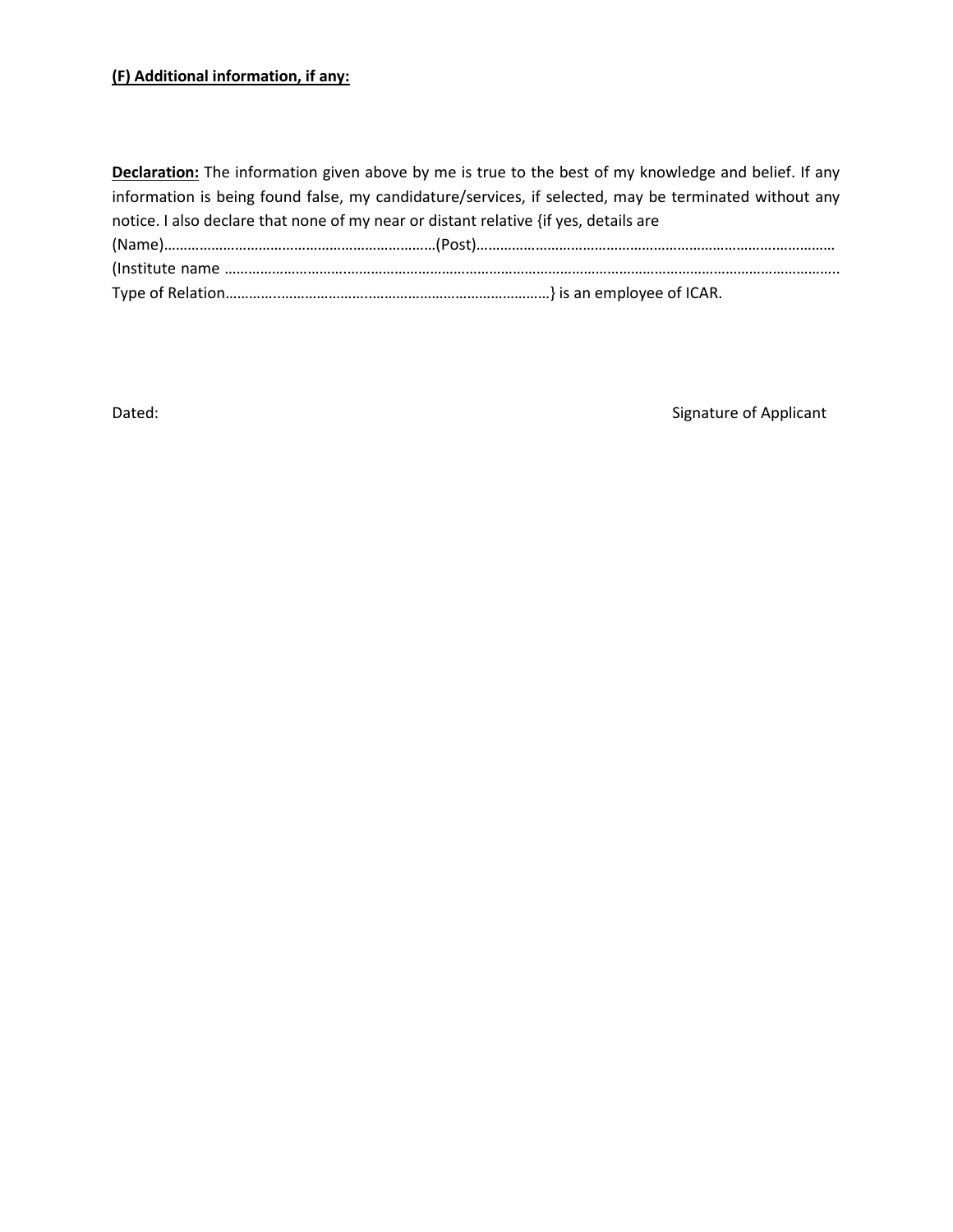**(F) Additional information, if any:**

**Declaration:** The information given above by me is true to the best of my knowledge and belief. If any information is being found false, my candidature/services, if selected, may be terminated without any notice. I also declare that none of my near or distant relative {if yes, details are (Name)……………………………………………………………(Post)……………………………………………………………………………… (Institute name ………………………………………………………………………………………………………………………………………….. Type of Relation…………..………………….……………………………………} is an employee of ICAR.

Dated: Signature of Applicant